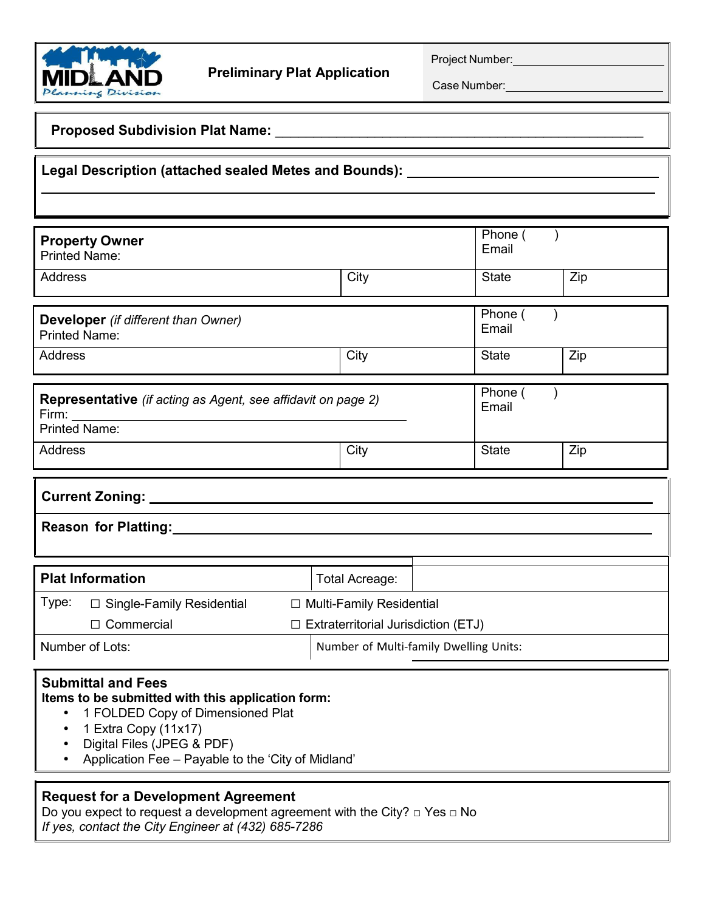# Preliminary Plat Application

Project Number:\_\_\_\_\_\_\_\_\_\_\_\_\_\_\_\_\_\_\_\_

Case Number:\_\_\_\_\_\_\_\_\_\_\_\_\_\_\_\_\_\_\_\_

**Proposed Subdivision Plat Name:** \_\_\_\_\_\_\_\_\_\_\_\_\_\_\_\_\_\_\_\_\_\_\_\_\_\_\_\_\_\_\_\_\_\_\_\_\_\_\_\_

**Legal Description (attached sealed Metes and Bounds):** \_\_\_\_\_\_\_\_\_\_\_\_\_\_\_\_\_\_\_\_\_\_\_\_\_\_\_\_\_\_\_\_\_\_\_\_\_\_\_\_

| **Property Owner**<br>Printed Name: | | Phone ( )<br>Email | |
|---|---|---|---|
| Address | City | State | Zip |

| **Developer** *(if different than Owner)*<br>Printed Name: | | Phone ( )<br>Email | |
|---|---|---|---|
| Address | City | State | Zip |

| **Representative** *(if acting as Agent, see affidavit on page 2)*<br>Firm: \_\_\_\_\_\_\_\_\_\_\_\_\_\_\_\_\_\_\_\_<br>Printed Name: | | Phone ( )<br>Email | |
|---|---|---|---|
| Address | City | State | Zip |

**Current Zoning:** \_\_\_\_\_\_\_\_\_\_\_\_\_\_\_\_\_\_\_\_\_\_\_\_\_\_\_\_\_\_\_\_\_\_\_\_\_\_\_\_

**Reason for Platting:**\_\_\_\_\_\_\_\_\_\_\_\_\_\_\_\_\_\_\_\_\_\_\_\_\_\_\_\_\_\_\_\_\_\_\_\_\_\_\_\_

| **Plat Information** | Total Acreage: |
|---|---|
| Type: ☐ Single-Family Residential<br>☐ Commercial | ☐ Multi-Family Residential<br>☐ Extraterritorial Jurisdiction (ETJ) |
| Number of Lots: | Number of Multi-family Dwelling Units: |

## Submittal and Fees

**Items to be submitted with this application form:**

- 1 FOLDED Copy of Dimensioned Plat
- 1 Extra Copy (11x17)
- Digital Files (JPEG & PDF)
- Application Fee – Payable to the 'City of Midland'

## Request for a Development Agreement

Do you expect to request a development agreement with the City? □ Yes □ No

*If yes, contact the City Engineer at (432) 685-7286*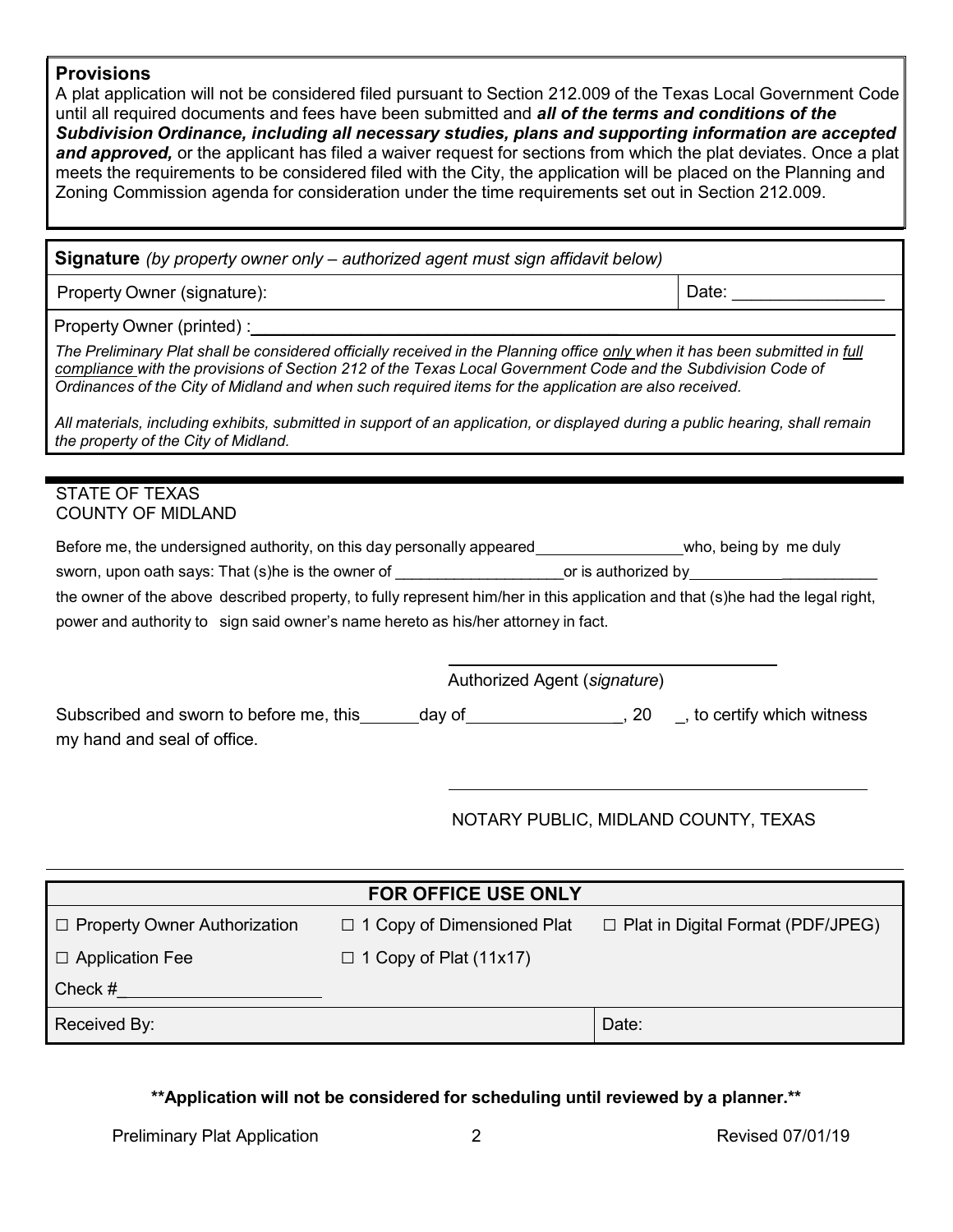## Provisions

A plat application will not be considered filed pursuant to Section 212.009 of the Texas Local Government Code until all required documents and fees have been submitted and ***all of the terms and conditions of the Subdivision Ordinance, including all necessary studies, plans and supporting information are accepted and approved,*** or the applicant has filed a waiver request for sections from which the plat deviates. Once a plat meets the requirements to be considered filed with the City, the application will be placed on the Planning and Zoning Commission agenda for consideration under the time requirements set out in Section 212.009.

**Signature** *(by property owner only – authorized agent must sign affidavit below)*

| Property Owner (signature): | Date: ________________ |
|---|---|
| Property Owner (printed) :______________________________ | |

*The Preliminary Plat shall be considered officially received in the Planning office only when it has been submitted in full compliance with the provisions of Section 212 of the Texas Local Government Code and the Subdivision Code of Ordinances of the City of Midland and when such required items for the application are also received.*

*All materials, including exhibits, submitted in support of an application, or displayed during a public hearing, shall remain the property of the City of Midland.*

STATE OF TEXAS
COUNTY OF MIDLAND

Before me, the undersigned authority, on this day personally appeared__________________who, being by me duly sworn, upon oath says: That (s)he is the owner of ____________________or is authorized by______________________ the owner of the above described property, to fully represent him/her in this application and that (s)he had the legal right, power and authority to sign said owner's name hereto as his/her attorney in fact.

______________________________
Authorized Agent (*signature*)

Subscribed and sworn to before me, this______day of_________________, 20 _, to certify which witness my hand and seal of office.

______________________________
NOTARY PUBLIC, MIDLAND COUNTY, TEXAS

| FOR OFFICE USE ONLY | | |
|---|---|---|
| ☐ Property Owner Authorization | ☐ 1 Copy of Dimensioned Plat | ☐ Plat in Digital Format (PDF/JPEG) |
| ☐ Application Fee | ☐ 1 Copy of Plat (11x17) | |
| Check #_____________________ | | |
| Received By: | | Date: |

**\*\*Application will not be considered for scheduling until reviewed by a planner.\*\***

Preliminary Plat Application Revised 07/01/19